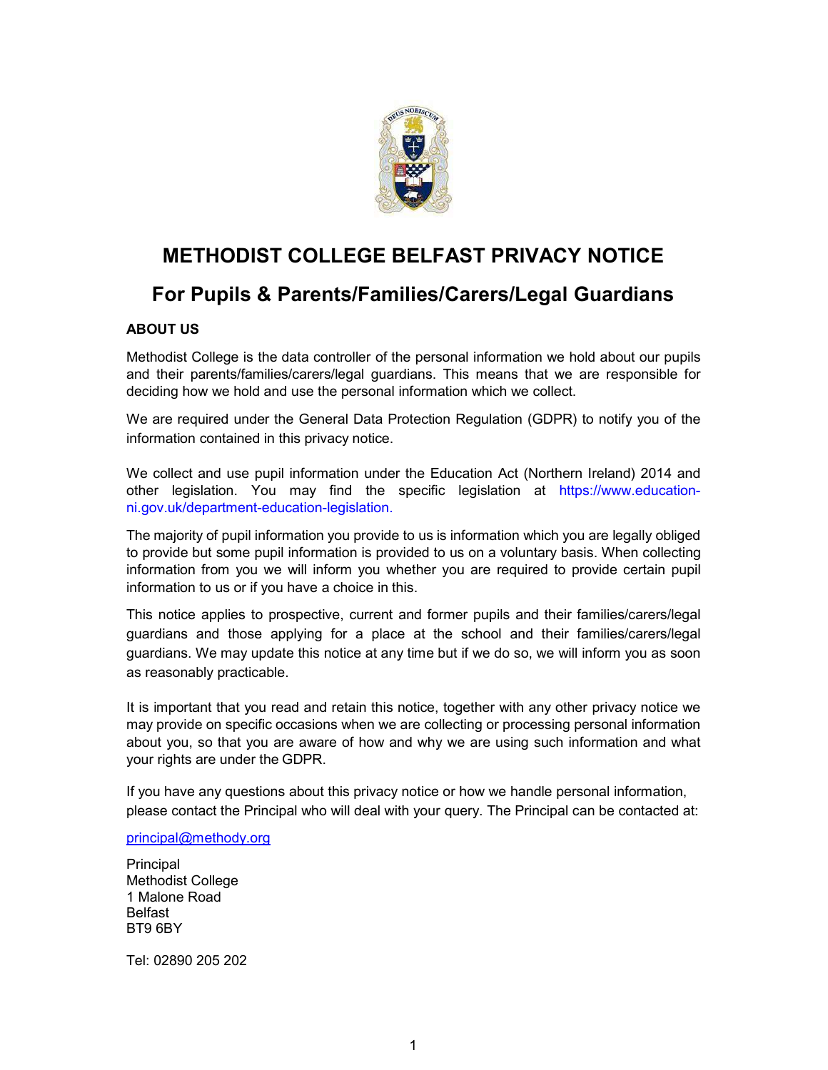# METHODIST COLLEGE BELFAST PRIVACY NOTICE

## For Pupils & Parents/Families/Carers/Legal Guardians

**ABOUT US**

Methodist College is the data controller of the personal information we hold about our pupils and their parents/families/carers/legal guardians. This means that we are responsible for deciding how we hold and use the personal information which we collect.

We are required under the General Data Protection Regulation (GDPR) to notify you of the information contained in this privacy notice.

We collect and use pupil information under the Education Act (Northern Ireland) 2014 and other legislation. You may find the specific legislation at https://www.education-ni.gov.uk/department-education-legislation.

The majority of pupil information you provide to us is information which you are legally obliged to provide but some pupil information is provided to us on a voluntary basis. When collecting information from you we will inform you whether you are required to provide certain pupil information to us or if you have a choice in this.

This notice applies to prospective, current and former pupils and their families/carers/legal guardians and those applying for a place at the school and their families/carers/legal guardians. We may update this notice at any time but if we do so, we will inform you as soon as reasonably practicable.

It is important that you read and retain this notice, together with any other privacy notice we may provide on specific occasions when we are collecting or processing personal information about you, so that you are aware of how and why we are using such information and what your rights are under the GDPR.

If you have any questions about this privacy notice or how we handle personal information, please contact the Principal who will deal with your query. The Principal can be contacted at:

principal@methody.org

Principal
Methodist College
1 Malone Road
Belfast
BT9 6BY

Tel: 02890 205 202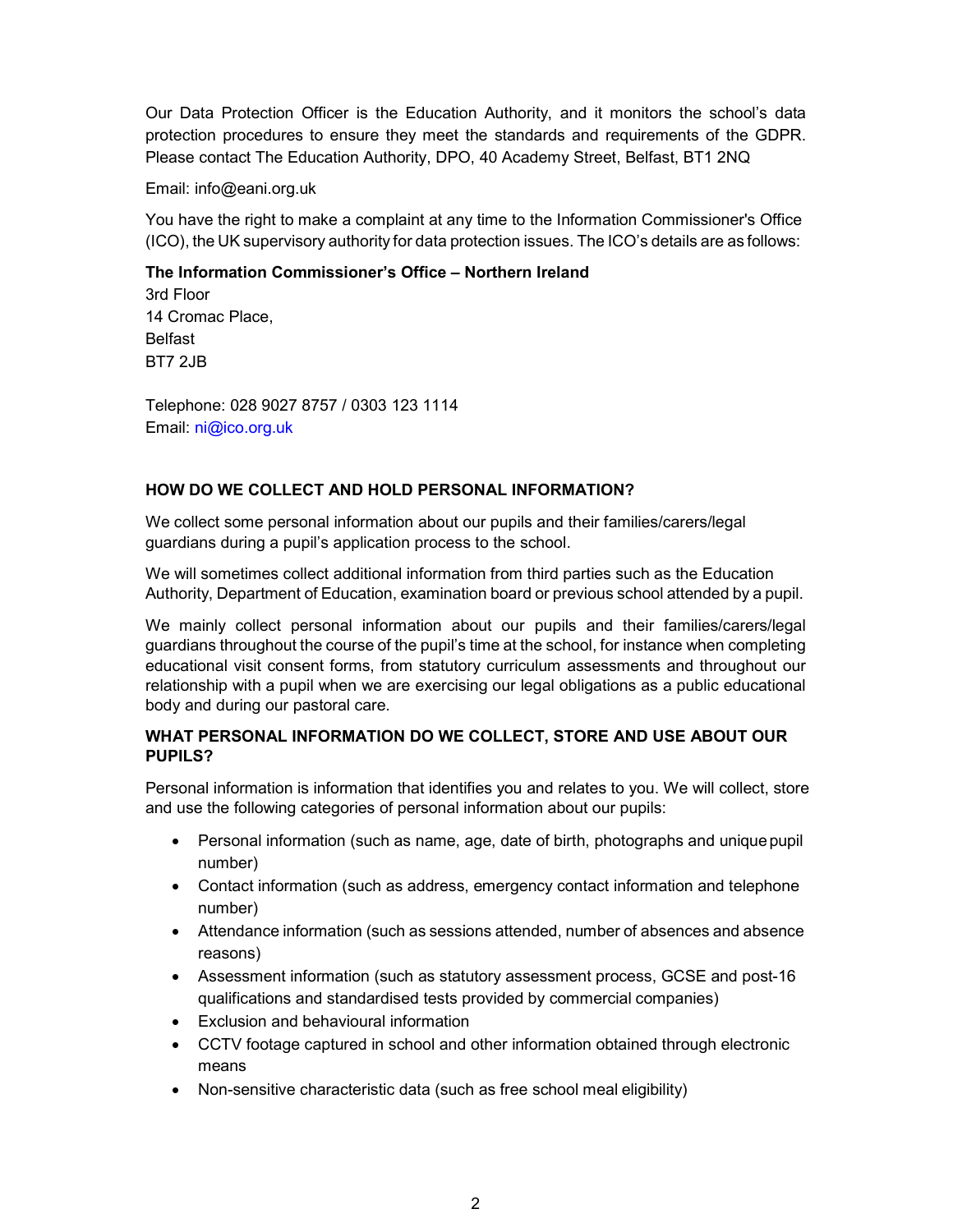Our Data Protection Officer is the Education Authority, and it monitors the school's data protection procedures to ensure they meet the standards and requirements of the GDPR. Please contact The Education Authority, DPO, 40 Academy Street, Belfast, BT1 2NQ

Email: info@eani.org.uk

You have the right to make a complaint at any time to the Information Commissioner's Office (ICO), the UK supervisory authority for data protection issues. The ICO's details are as follows:

**The Information Commissioner's Office – Northern Ireland**
3rd Floor
14 Cromac Place,
Belfast
BT7 2JB

Telephone: 028 9027 8757 / 0303 123 1114
Email: ni@ico.org.uk

## HOW DO WE COLLECT AND HOLD PERSONAL INFORMATION?

We collect some personal information about our pupils and their families/carers/legal guardians during a pupil's application process to the school.

We will sometimes collect additional information from third parties such as the Education Authority, Department of Education, examination board or previous school attended by a pupil.

We mainly collect personal information about our pupils and their families/carers/legal guardians throughout the course of the pupil's time at the school, for instance when completing educational visit consent forms, from statutory curriculum assessments and throughout our relationship with a pupil when we are exercising our legal obligations as a public educational body and during our pastoral care.

## WHAT PERSONAL INFORMATION DO WE COLLECT, STORE AND USE ABOUT OUR PUPILS?

Personal information is information that identifies you and relates to you. We will collect, store and use the following categories of personal information about our pupils:

- Personal information (such as name, age, date of birth, photographs and unique pupil number)
- Contact information (such as address, emergency contact information and telephone number)
- Attendance information (such as sessions attended, number of absences and absence reasons)
- Assessment information (such as statutory assessment process, GCSE and post-16 qualifications and standardised tests provided by commercial companies)
- Exclusion and behavioural information
- CCTV footage captured in school and other information obtained through electronic means
- Non-sensitive characteristic data (such as free school meal eligibility)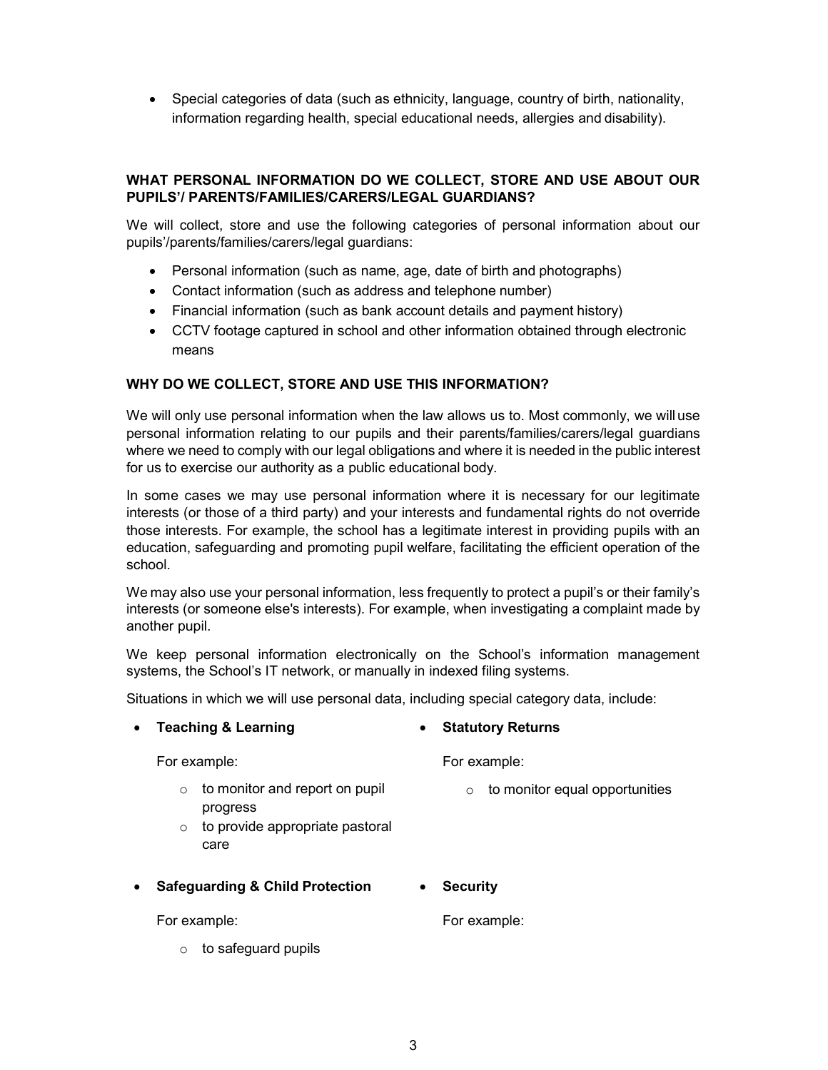- Special categories of data (such as ethnicity, language, country of birth, nationality, information regarding health, special educational needs, allergies and disability).

**WHAT PERSONAL INFORMATION DO WE COLLECT, STORE AND USE ABOUT OUR PUPILS'/ PARENTS/FAMILIES/CARERS/LEGAL GUARDIANS?**

We will collect, store and use the following categories of personal information about our pupils'/parents/families/carers/legal guardians:

- Personal information (such as name, age, date of birth and photographs)
- Contact information (such as address and telephone number)
- Financial information (such as bank account details and payment history)
- CCTV footage captured in school and other information obtained through electronic means

**WHY DO WE COLLECT, STORE AND USE THIS INFORMATION?**

We will only use personal information when the law allows us to. Most commonly, we will use personal information relating to our pupils and their parents/families/carers/legal guardians where we need to comply with our legal obligations and where it is needed in the public interest for us to exercise our authority as a public educational body.

In some cases we may use personal information where it is necessary for our legitimate interests (or those of a third party) and your interests and fundamental rights do not override those interests. For example, the school has a legitimate interest in providing pupils with an education, safeguarding and promoting pupil welfare, facilitating the efficient operation of the school.

We may also use your personal information, less frequently to protect a pupil's or their family's interests (or someone else's interests). For example, when investigating a complaint made by another pupil.

We keep personal information electronically on the School's information management systems, the School's IT network, or manually in indexed filing systems.

Situations in which we will use personal data, including special category data, include:

- **Teaching & Learning**

  For example:

  - to monitor and report on pupil progress
  - to provide appropriate pastoral care

- **Statutory Returns**

  For example:

  - to monitor equal opportunities

- **Safeguarding & Child Protection**

  For example:

  - to safeguard pupils

- **Security**

  For example: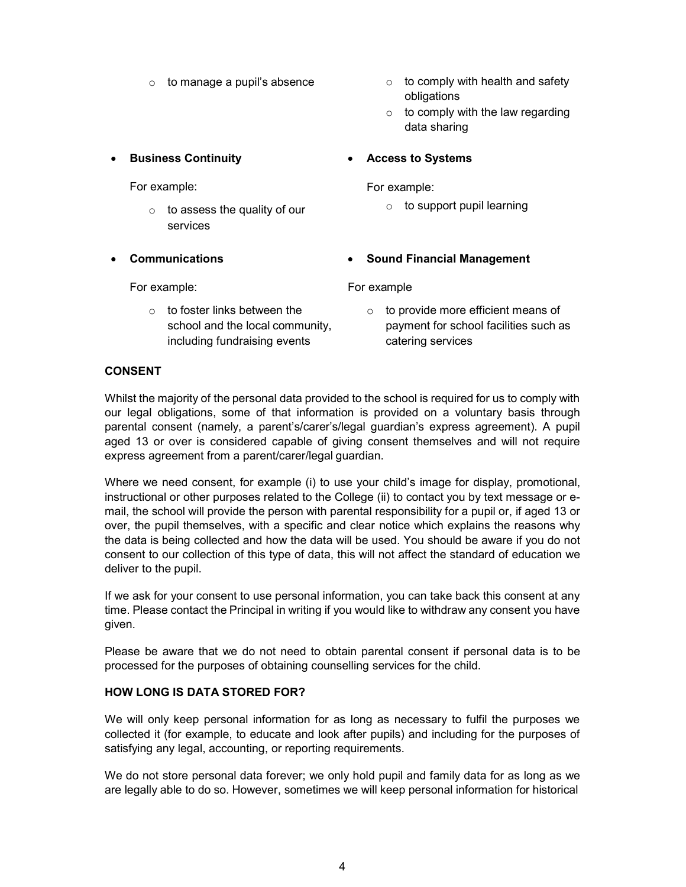- to manage a pupil's absence
- to comply with health and safety obligations
- to comply with the law regarding data sharing

- **Business Continuity**

  For example:

  - to assess the quality of our services

- **Access to Systems**

  For example:

  - to support pupil learning

- **Communications**

  For example:

  - to foster links between the school and the local community, including fundraising events

- **Sound Financial Management**

  For example

  - to provide more efficient means of payment for school facilities such as catering services

**CONSENT**

Whilst the majority of the personal data provided to the school is required for us to comply with our legal obligations, some of that information is provided on a voluntary basis through parental consent (namely, a parent's/carer's/legal guardian's express agreement). A pupil aged 13 or over is considered capable of giving consent themselves and will not require express agreement from a parent/carer/legal guardian.

Where we need consent, for example (i) to use your child's image for display, promotional, instructional or other purposes related to the College (ii) to contact you by text message or e-mail, the school will provide the person with parental responsibility for a pupil or, if aged 13 or over, the pupil themselves, with a specific and clear notice which explains the reasons why the data is being collected and how the data will be used. You should be aware if you do not consent to our collection of this type of data, this will not affect the standard of education we deliver to the pupil.

If we ask for your consent to use personal information, you can take back this consent at any time. Please contact the Principal in writing if you would like to withdraw any consent you have given.

Please be aware that we do not need to obtain parental consent if personal data is to be processed for the purposes of obtaining counselling services for the child.

**HOW LONG IS DATA STORED FOR?**

We will only keep personal information for as long as necessary to fulfil the purposes we collected it (for example, to educate and look after pupils) and including for the purposes of satisfying any legal, accounting, or reporting requirements.

We do not store personal data forever; we only hold pupil and family data for as long as we are legally able to do so. However, sometimes we will keep personal information for historical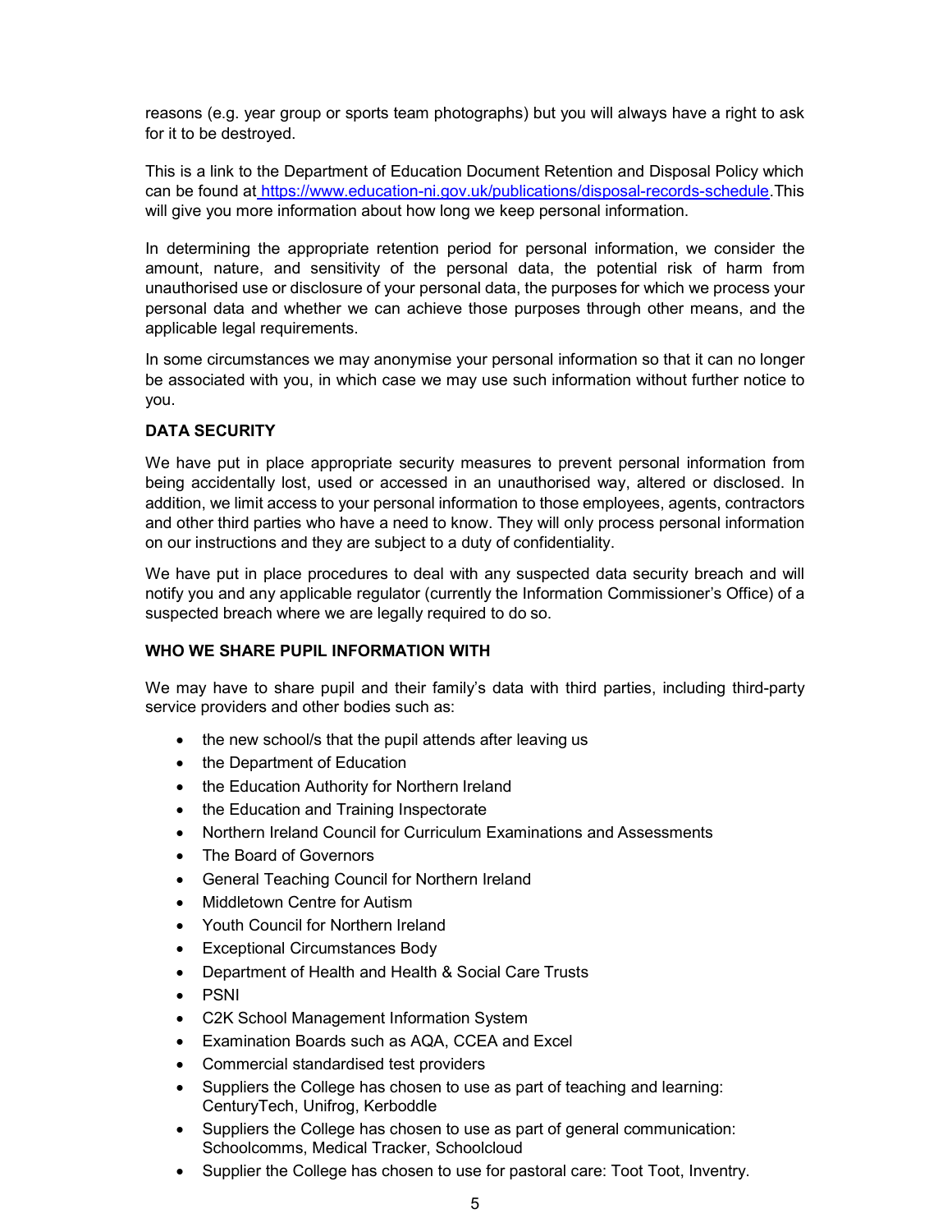reasons (e.g. year group or sports team photographs) but you will always have a right to ask for it to be destroyed.

This is a link to the Department of Education Document Retention and Disposal Policy which can be found at [https://www.education-ni.gov.uk/publications/disposal-records-schedule](https://www.education-ni.gov.uk/publications/disposal-records-schedule). This will give you more information about how long we keep personal information.

In determining the appropriate retention period for personal information, we consider the amount, nature, and sensitivity of the personal data, the potential risk of harm from unauthorised use or disclosure of your personal data, the purposes for which we process your personal data and whether we can achieve those purposes through other means, and the applicable legal requirements.

In some circumstances we may anonymise your personal information so that it can no longer be associated with you, in which case we may use such information without further notice to you.

**DATA SECURITY**

We have put in place appropriate security measures to prevent personal information from being accidentally lost, used or accessed in an unauthorised way, altered or disclosed. In addition, we limit access to your personal information to those employees, agents, contractors and other third parties who have a need to know. They will only process personal information on our instructions and they are subject to a duty of confidentiality.

We have put in place procedures to deal with any suspected data security breach and will notify you and any applicable regulator (currently the Information Commissioner's Office) of a suspected breach where we are legally required to do so.

**WHO WE SHARE PUPIL INFORMATION WITH**

We may have to share pupil and their family's data with third parties, including third-party service providers and other bodies such as:

- the new school/s that the pupil attends after leaving us
- the Department of Education
- the Education Authority for Northern Ireland
- the Education and Training Inspectorate
- Northern Ireland Council for Curriculum Examinations and Assessments
- The Board of Governors
- General Teaching Council for Northern Ireland
- Middletown Centre for Autism
- Youth Council for Northern Ireland
- Exceptional Circumstances Body
- Department of Health and Health & Social Care Trusts
- PSNI
- C2K School Management Information System
- Examination Boards such as AQA, CCEA and Excel
- Commercial standardised test providers
- Suppliers the College has chosen to use as part of teaching and learning: CenturyTech, Unifrog, Kerboddle
- Suppliers the College has chosen to use as part of general communication: Schoolcomms, Medical Tracker, Schoolcloud
- Supplier the College has chosen to use for pastoral care: Toot Toot, Inventry.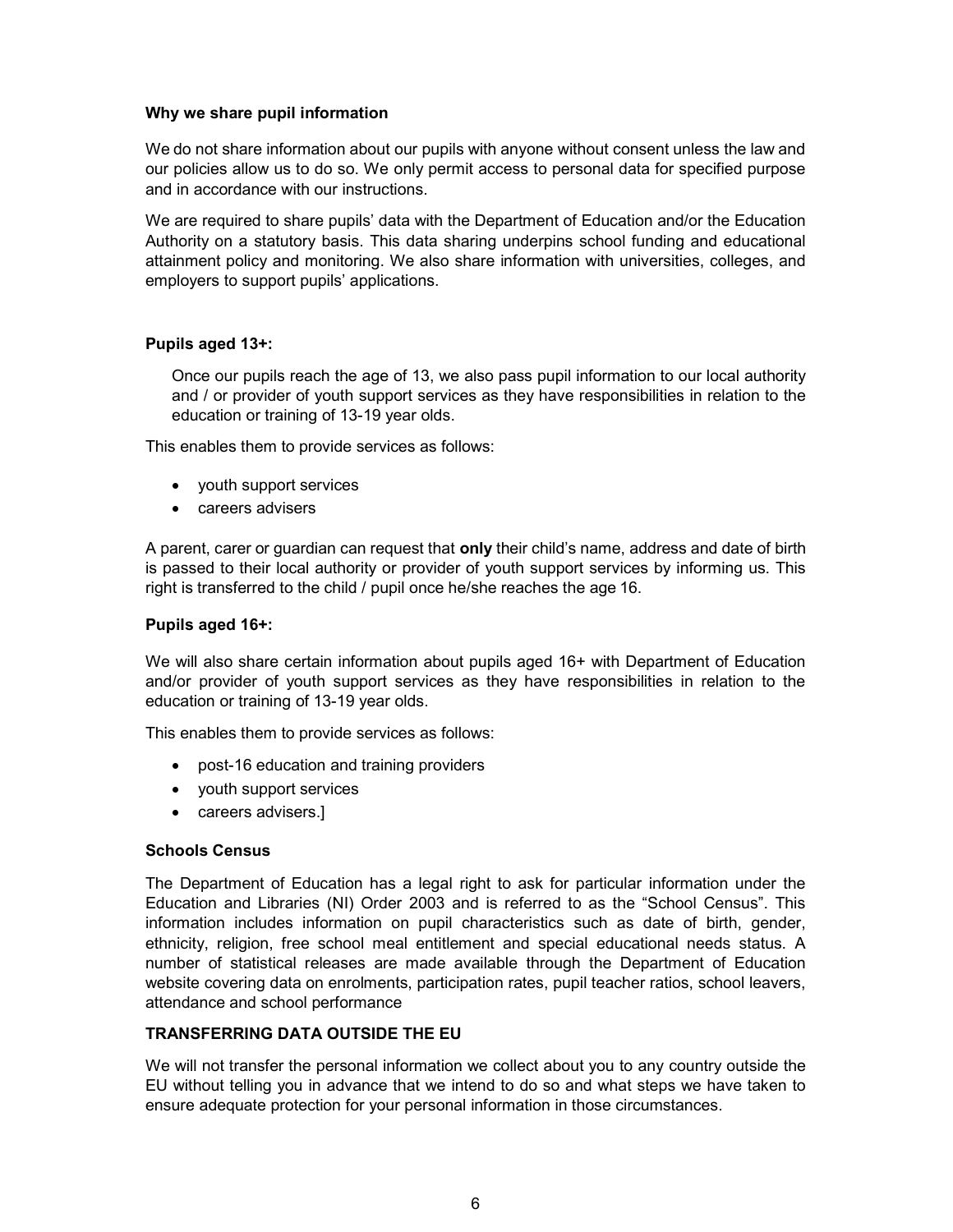**Why we share pupil information**

We do not share information about our pupils with anyone without consent unless the law and our policies allow us to do so. We only permit access to personal data for specified purpose and in accordance with our instructions.

We are required to share pupils' data with the Department of Education and/or the Education Authority on a statutory basis. This data sharing underpins school funding and educational attainment policy and monitoring. We also share information with universities, colleges, and employers to support pupils' applications.

**Pupils aged 13+:**

> Once our pupils reach the age of 13, we also pass pupil information to our local authority and / or provider of youth support services as they have responsibilities in relation to the education or training of 13-19 year olds.

This enables them to provide services as follows:

- youth support services
- careers advisers

A parent, carer or guardian can request that **only** their child's name, address and date of birth is passed to their local authority or provider of youth support services by informing us. This right is transferred to the child / pupil once he/she reaches the age 16.

**Pupils aged 16+:**

We will also share certain information about pupils aged 16+ with Department of Education and/or provider of youth support services as they have responsibilities in relation to the education or training of 13-19 year olds.

This enables them to provide services as follows:

- post-16 education and training providers
- youth support services
- careers advisers.]

**Schools Census**

The Department of Education has a legal right to ask for particular information under the Education and Libraries (NI) Order 2003 and is referred to as the "School Census". This information includes information on pupil characteristics such as date of birth, gender, ethnicity, religion, free school meal entitlement and special educational needs status. A number of statistical releases are made available through the Department of Education website covering data on enrolments, participation rates, pupil teacher ratios, school leavers, attendance and school performance

**TRANSFERRING DATA OUTSIDE THE EU**

We will not transfer the personal information we collect about you to any country outside the EU without telling you in advance that we intend to do so and what steps we have taken to ensure adequate protection for your personal information in those circumstances.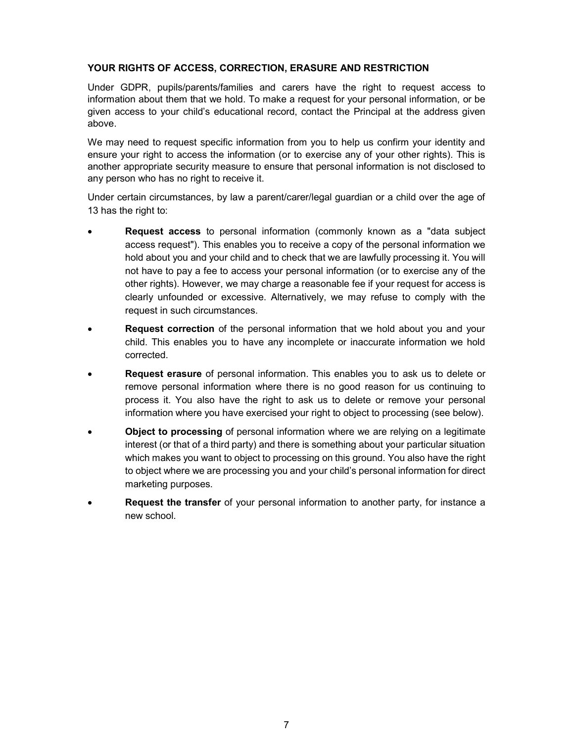## YOUR RIGHTS OF ACCESS, CORRECTION, ERASURE AND RESTRICTION

Under GDPR, pupils/parents/families and carers have the right to request access to information about them that we hold. To make a request for your personal information, or be given access to your child's educational record, contact the Principal at the address given above.

We may need to request specific information from you to help us confirm your identity and ensure your right to access the information (or to exercise any of your other rights). This is another appropriate security measure to ensure that personal information is not disclosed to any person who has no right to receive it.

Under certain circumstances, by law a parent/carer/legal guardian or a child over the age of 13 has the right to:

- **Request access** to personal information (commonly known as a "data subject access request"). This enables you to receive a copy of the personal information we hold about you and your child and to check that we are lawfully processing it. You will not have to pay a fee to access your personal information (or to exercise any of the other rights). However, we may charge a reasonable fee if your request for access is clearly unfounded or excessive. Alternatively, we may refuse to comply with the request in such circumstances.
- **Request correction** of the personal information that we hold about you and your child. This enables you to have any incomplete or inaccurate information we hold corrected.
- **Request erasure** of personal information. This enables you to ask us to delete or remove personal information where there is no good reason for us continuing to process it. You also have the right to ask us to delete or remove your personal information where you have exercised your right to object to processing (see below).
- **Object to processing** of personal information where we are relying on a legitimate interest (or that of a third party) and there is something about your particular situation which makes you want to object to processing on this ground. You also have the right to object where we are processing you and your child's personal information for direct marketing purposes.
- **Request the transfer** of your personal information to another party, for instance a new school.